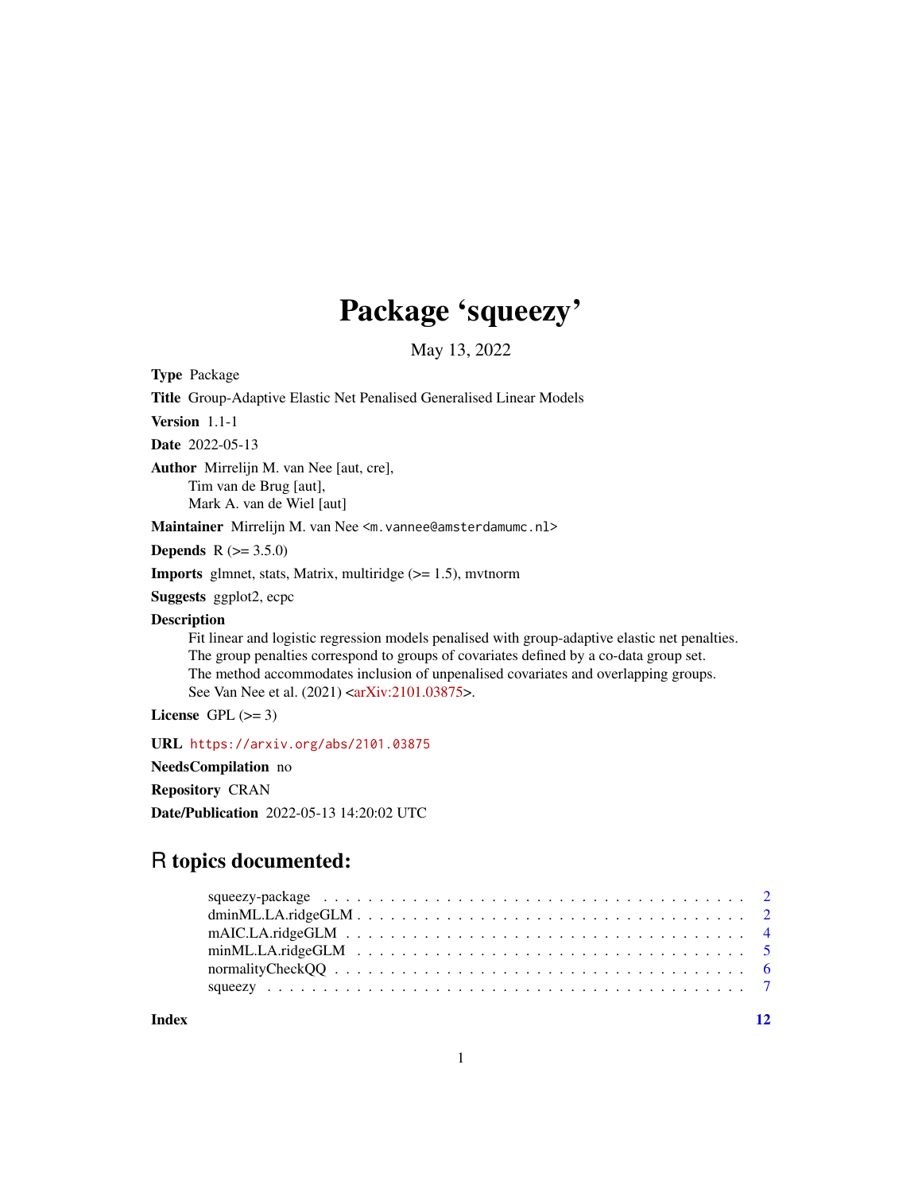# Package 'squeezy'

May 13, 2022

**Type** Package

**Title** Group-Adaptive Elastic Net Penalised Generalised Linear Models

**Version** 1.1-1

**Date** 2022-05-13

**Author** Mirrelijn M. van Nee [aut, cre],
Tim van de Brug [aut],
Mark A. van de Wiel [aut]

**Maintainer** Mirrelijn M. van Nee <m.vannee@amsterdamumc.nl>

**Depends** R (>= 3.5.0)

**Imports** glmnet, stats, Matrix, multiridge (>= 1.5), mvtnorm

**Suggests** ggplot2, ecpc

**Description**
Fit linear and logistic regression models penalised with group-adaptive elastic net penalties.
The group penalties correspond to groups of covariates defined by a co-data group set.
The method accommodates inclusion of unpenalised covariates and overlapping groups.
See Van Nee et al. (2021) <arXiv:2101.03875>.

**License** GPL (>= 3)

**URL** https://arxiv.org/abs/2101.03875

**NeedsCompilation** no

**Repository** CRAN

**Date/Publication** 2022-05-13 14:20:02 UTC

## R topics documented:

- squeezy-package . . . . . . . . . . . . . . . . . . . . . . . . . . . . . . . . . . . . 2
- dminML.LA.ridgeGLM . . . . . . . . . . . . . . . . . . . . . . . . . . . . . . . . . 2
- mAIC.LA.ridgeGLM . . . . . . . . . . . . . . . . . . . . . . . . . . . . . . . . . . 4
- minML.LA.ridgeGLM . . . . . . . . . . . . . . . . . . . . . . . . . . . . . . . . . 5
- normalityCheckQQ . . . . . . . . . . . . . . . . . . . . . . . . . . . . . . . . . . 6
- squeezy . . . . . . . . . . . . . . . . . . . . . . . . . . . . . . . . . . . . . . . 7

**Index** 12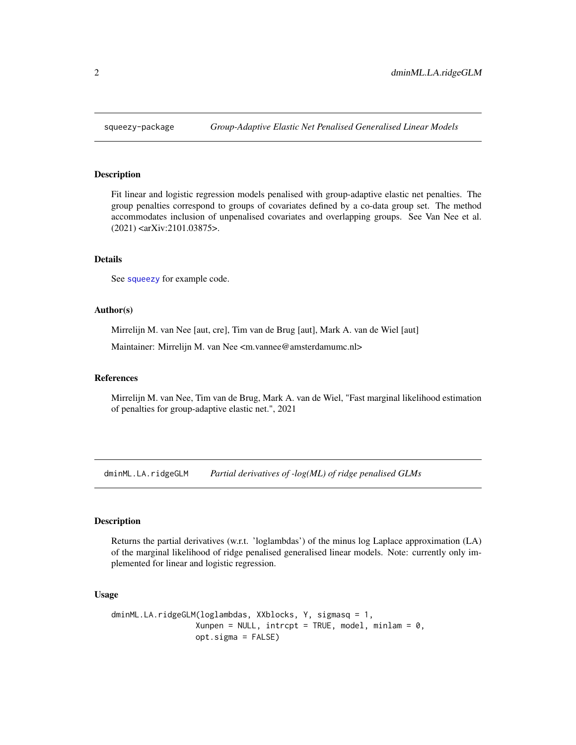## squeezy-package — *Group-Adaptive Elastic Net Penalised Generalised Linear Models*

### Description

Fit linear and logistic regression models penalised with group-adaptive elastic net penalties. The group penalties correspond to groups of covariates defined by a co-data group set. The method accommodates inclusion of unpenalised covariates and overlapping groups. See Van Nee et al. (2021) <arXiv:2101.03875>.

### Details

See squeezy for example code.

### Author(s)

Mirrelijn M. van Nee [aut, cre], Tim van de Brug [aut], Mark A. van de Wiel [aut]

Maintainer: Mirrelijn M. van Nee <m.vannee@amsterdamumc.nl>

### References

Mirrelijn M. van Nee, Tim van de Brug, Mark A. van de Wiel, "Fast marginal likelihood estimation of penalties for group-adaptive elastic net.", 2021

## dminML.LA.ridgeGLM — *Partial derivatives of -log(ML) of ridge penalised GLMs*

### Description

Returns the partial derivatives (w.r.t. 'loglambdas') of the minus log Laplace approximation (LA) of the marginal likelihood of ridge penalised generalised linear models. Note: currently only implemented for linear and logistic regression.

### Usage

```
dminML.LA.ridgeGLM(loglambdas, XXblocks, Y, sigmasq = 1,
                   Xunpen = NULL, intrcpt = TRUE, model, minlam = 0,
                   opt.sigma = FALSE)
```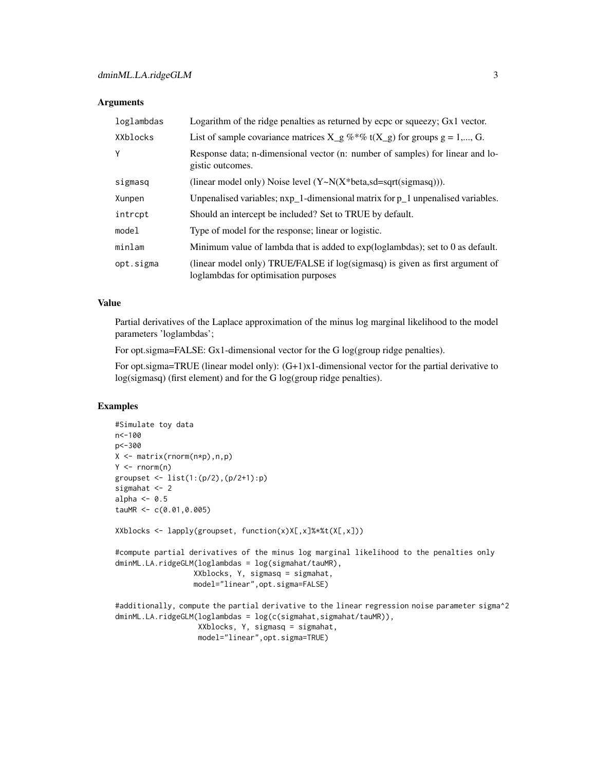### Arguments

| | |
|---|---|
| loglambdas | Logarithm of the ridge penalties as returned by ecpc or squeezy; Gx1 vector. |
| XXblocks | List of sample covariance matrices X_g %*% t(X_g) for groups g = 1,..., G. |
| Y | Response data; n-dimensional vector (n: number of samples) for linear and logistic outcomes. |
| sigmasq | (linear model only) Noise level (Y~N(X*beta,sd=sqrt(sigmasq))). |
| Xunpen | Unpenalised variables; nxp_1-dimensional matrix for p_1 unpenalised variables. |
| intrcpt | Should an intercept be included? Set to TRUE by default. |
| model | Type of model for the response; linear or logistic. |
| minlam | Minimum value of lambda that is added to exp(loglambdas); set to 0 as default. |
| opt.sigma | (linear model only) TRUE/FALSE if log(sigmasq) is given as first argument of loglambdas for optimisation purposes |

### Value

Partial derivatives of the Laplace approximation of the minus log marginal likelihood to the model parameters 'loglambdas';

For opt.sigma=FALSE: Gx1-dimensional vector for the G log(group ridge penalties).

For opt.sigma=TRUE (linear model only): (G+1)x1-dimensional vector for the partial derivative to log(sigmasq) (first element) and for the G log(group ridge penalties).

### Examples

```
#Simulate toy data
n<-100
p<-300
X <- matrix(rnorm(n*p),n,p)
Y <- rnorm(n)
groupset <- list(1:(p/2),(p/2+1):p)
sigmahat <- 2
alpha <- 0.5
tauMR <- c(0.01,0.005)

XXblocks <- lapply(groupset, function(x)X[,x]%*%t(X[,x]))

#compute partial derivatives of the minus log marginal likelihood to the penalties only
dminML.LA.ridgeGLM(loglambdas = log(sigmahat/tauMR),
                   XXblocks, Y, sigmasq = sigmahat,
                   model="linear",opt.sigma=FALSE)

#additionally, compute the partial derivative to the linear regression noise parameter sigma^2
dminML.LA.ridgeGLM(loglambdas = log(c(sigmahat,sigmahat/tauMR)),
                    XXblocks, Y, sigmasq = sigmahat,
                    model="linear",opt.sigma=TRUE)
```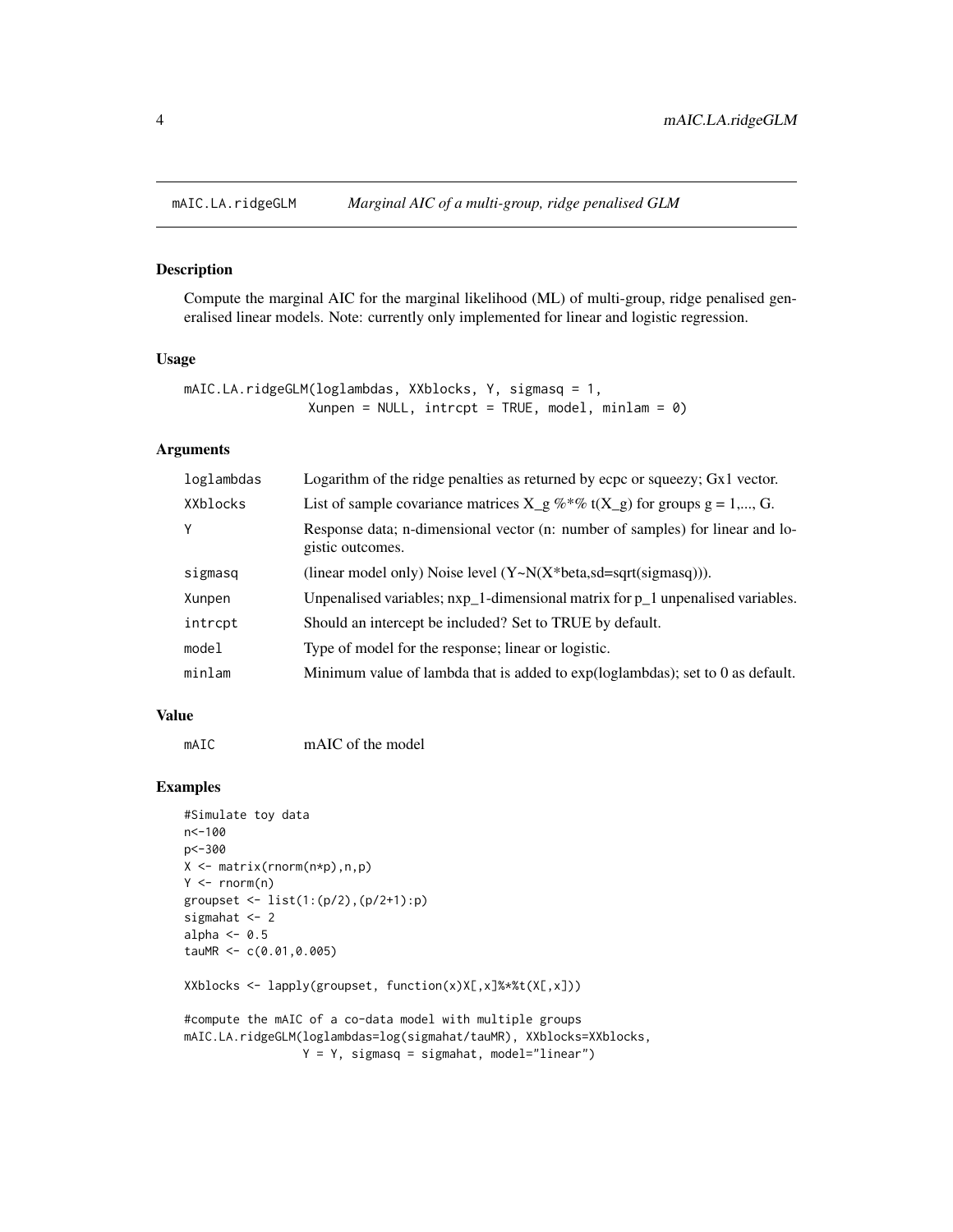## mAIC.LA.ridgeGLM — *Marginal AIC of a multi-group, ridge penalised GLM*

### Description

Compute the marginal AIC for the marginal likelihood (ML) of multi-group, ridge penalised generalised linear models. Note: currently only implemented for linear and logistic regression.

### Usage

```
mAIC.LA.ridgeGLM(loglambdas, XXblocks, Y, sigmasq = 1,
                 Xunpen = NULL, intrcpt = TRUE, model, minlam = 0)
```

### Arguments

| | |
|---|---|
| loglambdas | Logarithm of the ridge penalties as returned by ecpc or squeezy; Gx1 vector. |
| XXblocks | List of sample covariance matrices X_g %*% t(X_g) for groups g = 1,..., G. |
| Y | Response data; n-dimensional vector (n: number of samples) for linear and logistic outcomes. |
| sigmasq | (linear model only) Noise level (Y~N(X*beta,sd=sqrt(sigmasq))). |
| Xunpen | Unpenalised variables; nxp_1-dimensional matrix for p_1 unpenalised variables. |
| intrcpt | Should an intercept be included? Set to TRUE by default. |
| model | Type of model for the response; linear or logistic. |
| minlam | Minimum value of lambda that is added to exp(loglambdas); set to 0 as default. |

### Value

| | |
|---|---|
| mAIC | mAIC of the model |

### Examples

```
#Simulate toy data
n<-100
p<-300
X <- matrix(rnorm(n*p),n,p)
Y <- rnorm(n)
groupset <- list(1:(p/2),(p/2+1):p)
sigmahat <- 2
alpha <- 0.5
tauMR <- c(0.01,0.005)

XXblocks <- lapply(groupset, function(x)X[,x]%*%t(X[,x]))

#compute the mAIC of a co-data model with multiple groups
mAIC.LA.ridgeGLM(loglambdas=log(sigmahat/tauMR), XXblocks=XXblocks,
                 Y = Y, sigmasq = sigmahat, model="linear")
```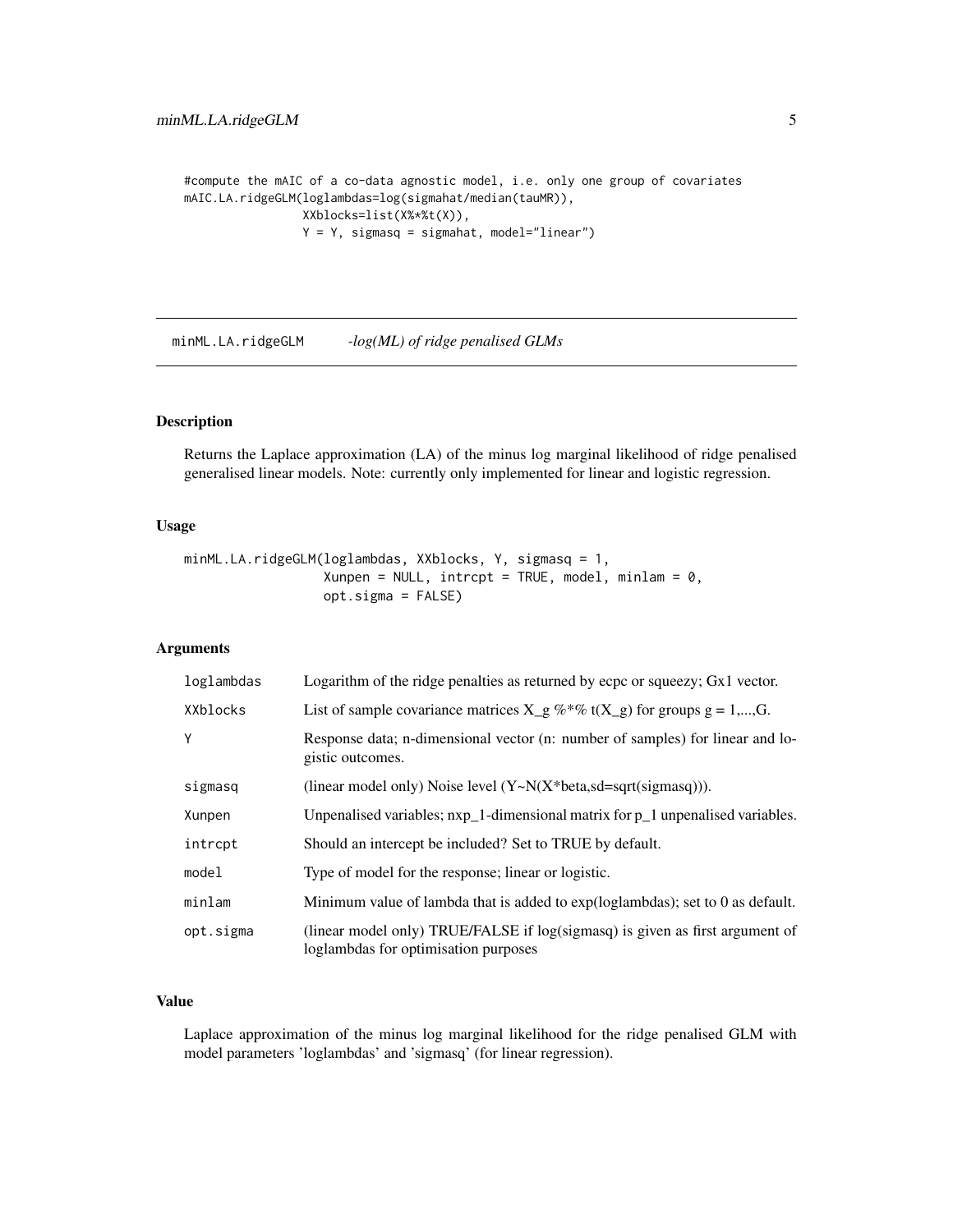```
#compute the mAIC of a co-data agnostic model, i.e. only one group of covariates
mAIC.LA.ridgeGLM(loglambdas=log(sigmahat/median(tauMR)),
                 XXblocks=list(X%*%t(X)),
                 Y = Y, sigmasq = sigmahat, model="linear")
```

---

## minML.LA.ridgeGLM — *-log(ML) of ridge penalised GLMs*

---

### Description

Returns the Laplace approximation (LA) of the minus log marginal likelihood of ridge penalised generalised linear models. Note: currently only implemented for linear and logistic regression.

### Usage

```
minML.LA.ridgeGLM(loglambdas, XXblocks, Y, sigmasq = 1,
                  Xunpen = NULL, intrcpt = TRUE, model, minlam = 0,
                  opt.sigma = FALSE)
```

### Arguments

| | |
|---|---|
| loglambdas | Logarithm of the ridge penalties as returned by ecpc or squeezy; Gx1 vector. |
| XXblocks | List of sample covariance matrices X_g %*% t(X_g) for groups g = 1,...,G. |
| Y | Response data; n-dimensional vector (n: number of samples) for linear and logistic outcomes. |
| sigmasq | (linear model only) Noise level (Y~N(X*beta,sd=sqrt(sigmasq))). |
| Xunpen | Unpenalised variables; nxp_1-dimensional matrix for p_1 unpenalised variables. |
| intrcpt | Should an intercept be included? Set to TRUE by default. |
| model | Type of model for the response; linear or logistic. |
| minlam | Minimum value of lambda that is added to exp(loglambdas); set to 0 as default. |
| opt.sigma | (linear model only) TRUE/FALSE if log(sigmasq) is given as first argument of loglambdas for optimisation purposes |

### Value

Laplace approximation of the minus log marginal likelihood for the ridge penalised GLM with model parameters 'loglambdas' and 'sigmasq' (for linear regression).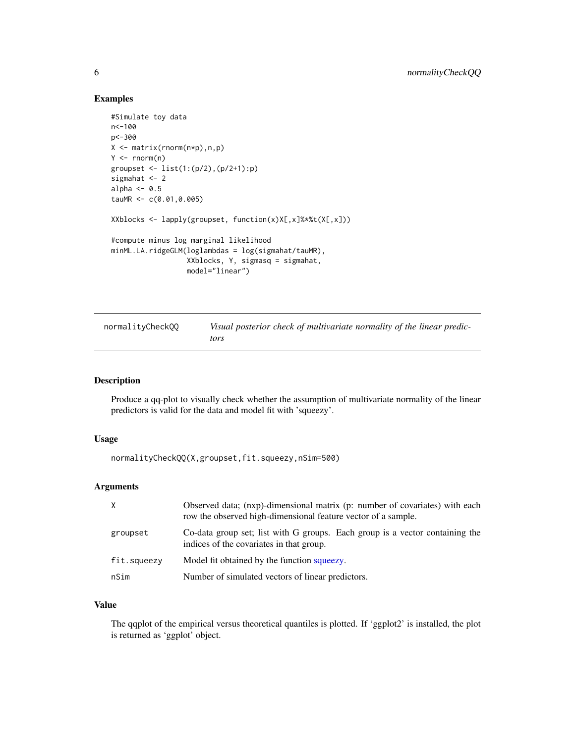## Examples

```
#Simulate toy data
n<-100
p<-300
X <- matrix(rnorm(n*p),n,p)
Y <- rnorm(n)
groupset <- list(1:(p/2),(p/2+1):p)
sigmahat <- 2
alpha <- 0.5
tauMR <- c(0.01,0.005)

XXblocks <- lapply(groupset, function(x)X[,x]%*%t(X[,x]))

#compute minus log marginal likelihood
minML.LA.ridgeGLM(loglambdas = log(sigmahat/tauMR),
                  XXblocks, Y, sigmasq = sigmahat,
                  model="linear")
```

---

`normalityCheckQQ` *Visual posterior check of multivariate normality of the linear predictors*

---

### Description

Produce a qq-plot to visually check whether the assumption of multivariate normality of the linear predictors is valid for the data and model fit with 'squeezy'.

### Usage

```
normalityCheckQQ(X,groupset,fit.squeezy,nSim=500)
```

### Arguments

| | |
|---|---|
| `X` | Observed data; (nxp)-dimensional matrix (p: number of covariates) with each row the observed high-dimensional feature vector of a sample. |
| `groupset` | Co-data group set; list with G groups. Each group is a vector containing the indices of the covariates in that group. |
| `fit.squeezy` | Model fit obtained by the function squeezy. |
| `nSim` | Number of simulated vectors of linear predictors. |

### Value

The qqplot of the empirical versus theoretical quantiles is plotted. If 'ggplot2' is installed, the plot is returned as 'ggplot' object.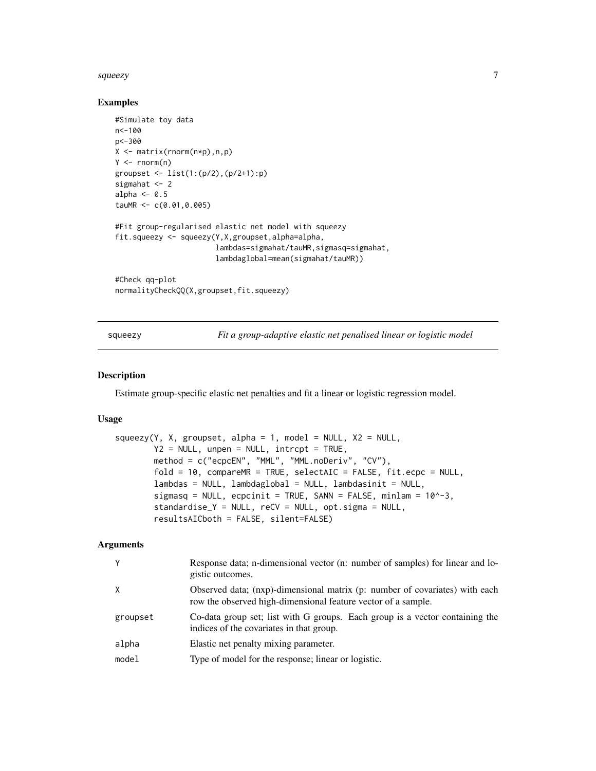## Examples

```
#Simulate toy data
n<-100
p<-300
X <- matrix(rnorm(n*p),n,p)
Y <- rnorm(n)
groupset <- list(1:(p/2),(p/2+1):p)
sigmahat <- 2
alpha <- 0.5
tauMR <- c(0.01,0.005)

#Fit group-regularised elastic net model with squeezy
fit.squeezy <- squeezy(Y,X,groupset,alpha=alpha,
                       lambdas=sigmahat/tauMR,sigmasq=sigmahat,
                       lambdaglobal=mean(sigmahat/tauMR))

#Check qq-plot
normalityCheckQQ(X,groupset,fit.squeezy)
```

---

# squeezy — *Fit a group-adaptive elastic net penalised linear or logistic model*

## Description

Estimate group-specific elastic net penalties and fit a linear or logistic regression model.

## Usage

```
squeezy(Y, X, groupset, alpha = 1, model = NULL, X2 = NULL,
        Y2 = NULL, unpen = NULL, intrcpt = TRUE,
        method = c("ecpcEN", "MML", "MML.noDeriv", "CV"),
        fold = 10, compareMR = TRUE, selectAIC = FALSE, fit.ecpc = NULL,
        lambdas = NULL, lambdaglobal = NULL, lambdasinit = NULL,
        sigmasq = NULL, ecpcinit = TRUE, SANN = FALSE, minlam = 10^-3,
        standardise_Y = NULL, reCV = NULL, opt.sigma = NULL,
        resultsAICboth = FALSE, silent=FALSE)
```

## Arguments

| | |
|---|---|
| Y | Response data; n-dimensional vector (n: number of samples) for linear and logistic outcomes. |
| X | Observed data; (nxp)-dimensional matrix (p: number of covariates) with each row the observed high-dimensional feature vector of a sample. |
| groupset | Co-data group set; list with G groups. Each group is a vector containing the indices of the covariates in that group. |
| alpha | Elastic net penalty mixing parameter. |
| model | Type of model for the response; linear or logistic. |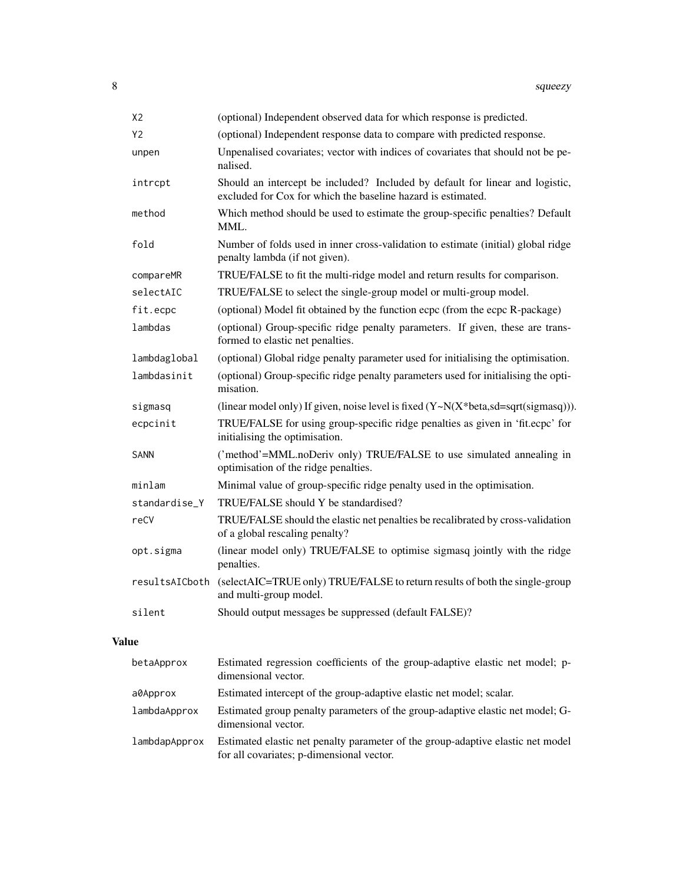| | |
|---|---|
| X2 | (optional) Independent observed data for which response is predicted. |
| Y2 | (optional) Independent response data to compare with predicted response. |
| unpen | Unpenalised covariates; vector with indices of covariates that should not be penalised. |
| intrcpt | Should an intercept be included? Included by default for linear and logistic, excluded for Cox for which the baseline hazard is estimated. |
| method | Which method should be used to estimate the group-specific penalties? Default MML. |
| fold | Number of folds used in inner cross-validation to estimate (initial) global ridge penalty lambda (if not given). |
| compareMR | TRUE/FALSE to fit the multi-ridge model and return results for comparison. |
| selectAIC | TRUE/FALSE to select the single-group model or multi-group model. |
| fit.ecpc | (optional) Model fit obtained by the function ecpc (from the ecpc R-package) |
| lambdas | (optional) Group-specific ridge penalty parameters. If given, these are transformed to elastic net penalties. |
| lambdaglobal | (optional) Global ridge penalty parameter used for initialising the optimisation. |
| lambdasinit | (optional) Group-specific ridge penalty parameters used for initialising the optimisation. |
| sigmasq | (linear model only) If given, noise level is fixed (Y~N(X*beta,sd=sqrt(sigmasq))). |
| ecpcinit | TRUE/FALSE for using group-specific ridge penalties as given in 'fit.ecpc' for initialising the optimisation. |
| SANN | ('method'=MML.noDeriv only) TRUE/FALSE to use simulated annealing in optimisation of the ridge penalties. |
| minlam | Minimal value of group-specific ridge penalty used in the optimisation. |
| standardise_Y | TRUE/FALSE should Y be standardised? |
| reCV | TRUE/FALSE should the elastic net penalties be recalibrated by cross-validation of a global rescaling penalty? |
| opt.sigma | (linear model only) TRUE/FALSE to optimise sigmasq jointly with the ridge penalties. |
| resultsAICboth | (selectAIC=TRUE only) TRUE/FALSE to return results of both the single-group and multi-group model. |
| silent | Should output messages be suppressed (default FALSE)? |

## Value

| | |
|---|---|
| betaApprox | Estimated regression coefficients of the group-adaptive elastic net model; p-dimensional vector. |
| a0Approx | Estimated intercept of the group-adaptive elastic net model; scalar. |
| lambdaApprox | Estimated group penalty parameters of the group-adaptive elastic net model; G-dimensional vector. |
| lambdapApprox | Estimated elastic net penalty parameter of the group-adaptive elastic net model for all covariates; p-dimensional vector. |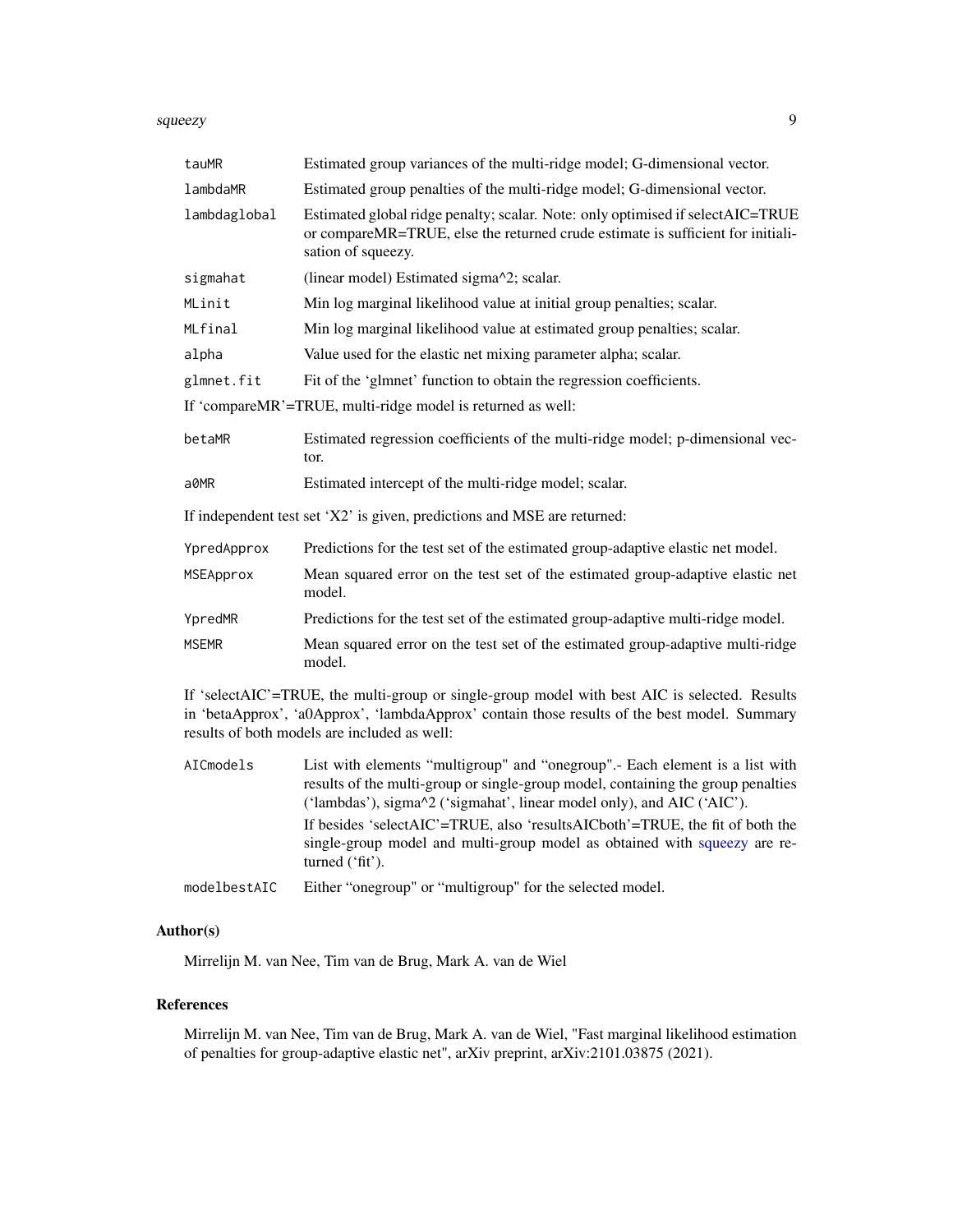| | |
|---|---|
| tauMR | Estimated group variances of the multi-ridge model; G-dimensional vector. |
| lambdaMR | Estimated group penalties of the multi-ridge model; G-dimensional vector. |
| lambdaglobal | Estimated global ridge penalty; scalar. Note: only optimised if selectAIC=TRUE or compareMR=TRUE, else the returned crude estimate is sufficient for initialisation of squeezy. |
| sigmahat | (linear model) Estimated sigma^2; scalar. |
| MLinit | Min log marginal likelihood value at initial group penalties; scalar. |
| MLfinal | Min log marginal likelihood value at estimated group penalties; scalar. |
| alpha | Value used for the elastic net mixing parameter alpha; scalar. |
| glmnet.fit | Fit of the 'glmnet' function to obtain the regression coefficients. |

If 'compareMR'=TRUE, multi-ridge model is returned as well:

| | |
|---|---|
| betaMR | Estimated regression coefficients of the multi-ridge model; p-dimensional vector. |
| a0MR | Estimated intercept of the multi-ridge model; scalar. |

If independent test set 'X2' is given, predictions and MSE are returned:

| | |
|---|---|
| YpredApprox | Predictions for the test set of the estimated group-adaptive elastic net model. |
| MSEApprox | Mean squared error on the test set of the estimated group-adaptive elastic net model. |
| YpredMR | Predictions for the test set of the estimated group-adaptive multi-ridge model. |
| MSEMR | Mean squared error on the test set of the estimated group-adaptive multi-ridge model. |

If 'selectAIC'=TRUE, the multi-group or single-group model with best AIC is selected. Results in 'betaApprox', 'a0Approx', 'lambdaApprox' contain those results of the best model. Summary results of both models are included as well:

| | |
|---|---|
| AICmodels | List with elements "multigroup" and "onegroup".- Each element is a list with results of the multi-group or single-group model, containing the group penalties ('lambdas'), sigma^2 ('sigmahat', linear model only), and AIC ('AIC'). If besides 'selectAIC'=TRUE, also 'resultsAICboth'=TRUE, the fit of both the single-group model and multi-group model as obtained with squeezy are returned ('fit'). |
| modelbestAIC | Either "onegroup" or "multigroup" for the selected model. |

## Author(s)

Mirrelijn M. van Nee, Tim van de Brug, Mark A. van de Wiel

## References

Mirrelijn M. van Nee, Tim van de Brug, Mark A. van de Wiel, "Fast marginal likelihood estimation of penalties for group-adaptive elastic net", arXiv preprint, arXiv:2101.03875 (2021).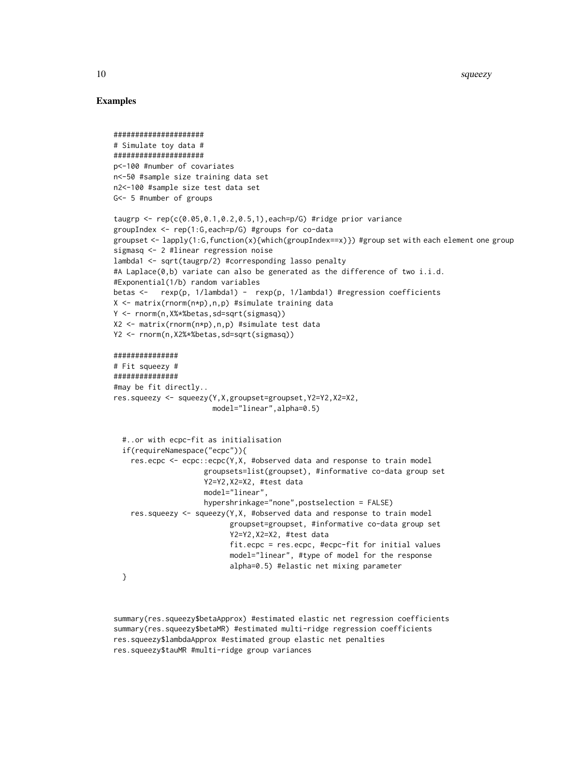## Examples

```
####################
# Simulate toy data #
####################
p<-100 #number of covariates
n<-50 #sample size training data set
n2<-100 #sample size test data set
G<- 5 #number of groups

taugrp <- rep(c(0.05,0.1,0.2,0.5,1),each=p/G) #ridge prior variance
groupIndex <- rep(1:G,each=p/G) #groups for co-data
groupset <- lapply(1:G,function(x){which(groupIndex==x)}) #group set with each element one group
sigmasq <- 2 #linear regression noise
lambda1 <- sqrt(taugrp/2) #corresponding lasso penalty
#A Laplace(0,b) variate can also be generated as the difference of two i.i.d.
#Exponential(1/b) random variables
betas <-   rexp(p, 1/lambda1) -  rexp(p, 1/lambda1) #regression coefficients
X <- matrix(rnorm(n*p),n,p) #simulate training data
Y <- rnorm(n,X%*%betas,sd=sqrt(sigmasq))
X2 <- matrix(rnorm(n*p),n,p) #simulate test data
Y2 <- rnorm(n,X2%*%betas,sd=sqrt(sigmasq))

###############
# Fit squeezy #
###############
#may be fit directly..
res.squeezy <- squeezy(Y,X,groupset=groupset,Y2=Y2,X2=X2,
                       model="linear",alpha=0.5)


  #..or with ecpc-fit as initialisation
  if(requireNamespace("ecpc")){
    res.ecpc <- ecpc::ecpc(Y,X, #observed data and response to train model
                     groupsets=list(groupset), #informative co-data group set
                     Y2=Y2,X2=X2, #test data
                     model="linear",
                     hypershrinkage="none",postselection = FALSE)
    res.squeezy <- squeezy(Y,X, #observed data and response to train model
                           groupset=groupset, #informative co-data group set
                           Y2=Y2,X2=X2, #test data
                           fit.ecpc = res.ecpc, #ecpc-fit for initial values
                           model="linear", #type of model for the response
                           alpha=0.5) #elastic net mixing parameter
  }


summary(res.squeezy$betaApprox) #estimated elastic net regression coefficients
summary(res.squeezy$betaMR) #estimated multi-ridge regression coefficients
res.squeezy$lambdaApprox #estimated group elastic net penalties
res.squeezy$tauMR #multi-ridge group variances
```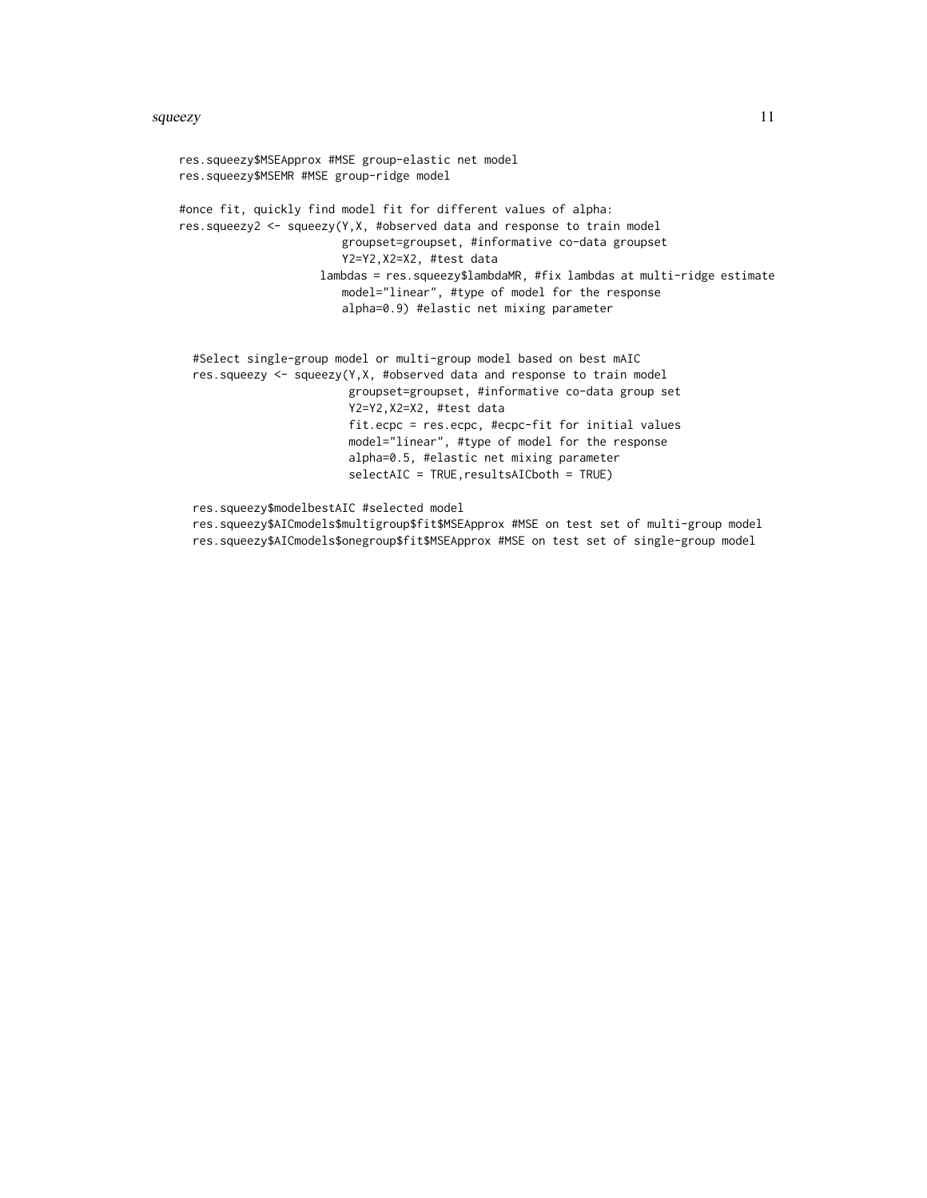```
res.squeezy$MSEApprox #MSE group-elastic net model
res.squeezy$MSEMR #MSE group-ridge model

#once fit, quickly find model fit for different values of alpha:
res.squeezy2 <- squeezy(Y,X, #observed data and response to train model
                        groupset=groupset, #informative co-data groupset
                        Y2=Y2,X2=X2, #test data
                     lambdas = res.squeezy$lambdaMR, #fix lambdas at multi-ridge estimate
                        model="linear", #type of model for the response
                        alpha=0.9) #elastic net mixing parameter


  #Select single-group model or multi-group model based on best mAIC
  res.squeezy <- squeezy(Y,X, #observed data and response to train model
                         groupset=groupset, #informative co-data group set
                         Y2=Y2,X2=X2, #test data
                         fit.ecpc = res.ecpc, #ecpc-fit for initial values
                         model="linear", #type of model for the response
                         alpha=0.5, #elastic net mixing parameter
                         selectAIC = TRUE,resultsAICboth = TRUE)

  res.squeezy$modelbestAIC #selected model
  res.squeezy$AICmodels$multigroup$fit$MSEApprox #MSE on test set of multi-group model
  res.squeezy$AICmodels$onegroup$fit$MSEApprox #MSE on test set of single-group model
```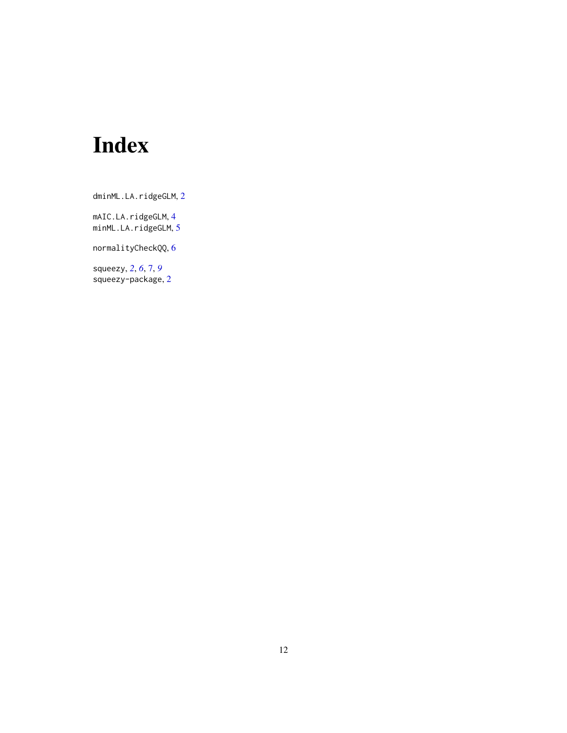# Index

dminML.LA.ridgeGLM, 2

mAIC.LA.ridgeGLM, 4
minML.LA.ridgeGLM, 5

normalityCheckQQ, 6

squeezy, *2*, *6*, 7, *9*
squeezy-package, 2